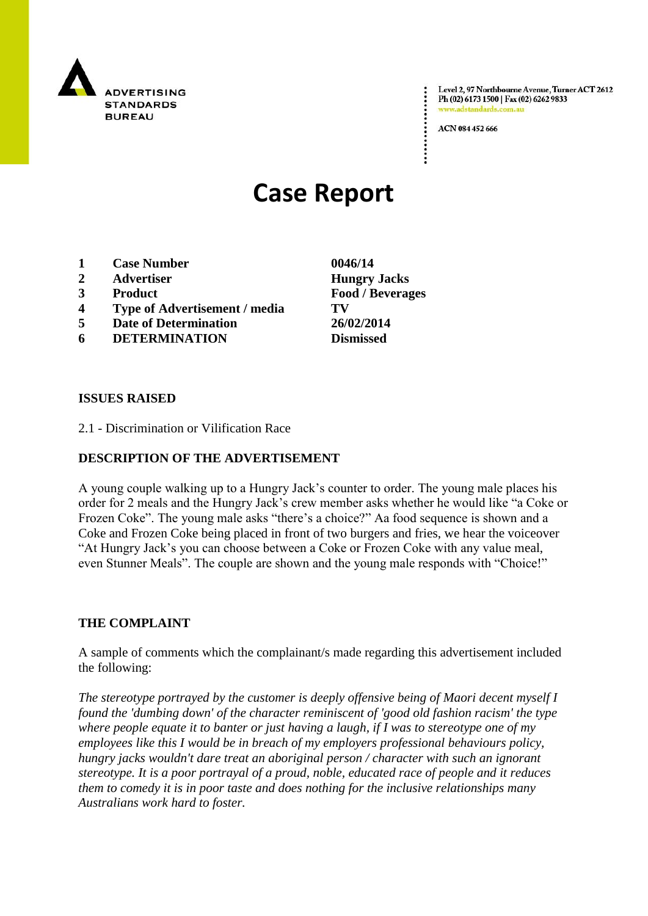ADVERTISING STANDARDS BUREAU

Level 2, 97 Northbourne Avenue, Turner ACT 2612
Ph (02) 6173 1500 | Fax (02) 6262 9833
www.adstandards.com.au

ACN 084 452 666

# Case Report

| | | |
|---|---|---|
| **1** | **Case Number** | **0046/14** |
| **2** | **Advertiser** | **Hungry Jacks** |
| **3** | **Product** | **Food / Beverages** |
| **4** | **Type of Advertisement / media** | **TV** |
| **5** | **Date of Determination** | **26/02/2014** |
| **6** | **DETERMINATION** | **Dismissed** |

## ISSUES RAISED

2.1 - Discrimination or Vilification Race

## DESCRIPTION OF THE ADVERTISEMENT

A young couple walking up to a Hungry Jack's counter to order. The young male places his order for 2 meals and the Hungry Jack's crew member asks whether he would like "a Coke or Frozen Coke". The young male asks "there's a choice?" Aa food sequence is shown and a Coke and Frozen Coke being placed in front of two burgers and fries, we hear the voiceover "At Hungry Jack's you can choose between a Coke or Frozen Coke with any value meal, even Stunner Meals". The couple are shown and the young male responds with "Choice!"

## THE COMPLAINT

A sample of comments which the complainant/s made regarding this advertisement included the following:

*The stereotype portrayed by the customer is deeply offensive being of Maori decent myself I found the 'dumbing down' of the character reminiscent of 'good old fashion racism' the type where people equate it to banter or just having a laugh, if I was to stereotype one of my employees like this I would be in breach of my employers professional behaviours policy, hungry jacks wouldn't dare treat an aboriginal person / character with such an ignorant stereotype. It is a poor portrayal of a proud, noble, educated race of people and it reduces them to comedy it is in poor taste and does nothing for the inclusive relationships many Australians work hard to foster.*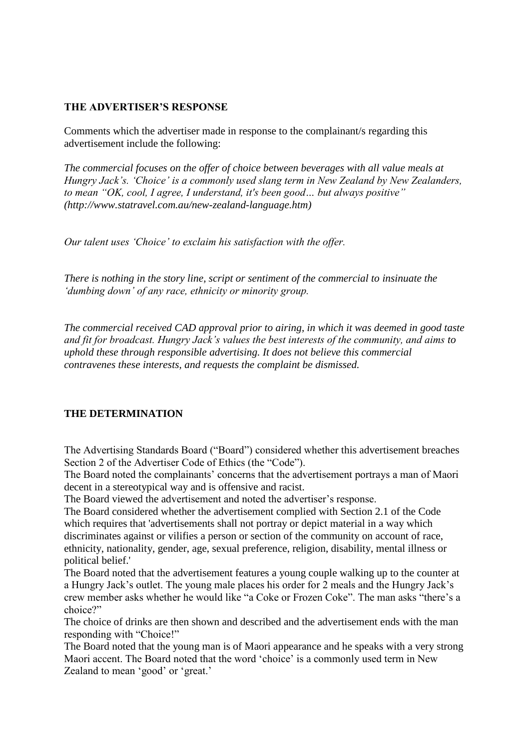## THE ADVERTISER'S RESPONSE

Comments which the advertiser made in response to the complainant/s regarding this advertisement include the following:

*The commercial focuses on the offer of choice between beverages with all value meals at Hungry Jack's. 'Choice' is a commonly used slang term in New Zealand by New Zealanders, to mean "OK, cool, I agree, I understand, it's been good… but always positive" (http://www.statravel.com.au/new-zealand-language.htm)*

*Our talent uses 'Choice' to exclaim his satisfaction with the offer.*

*There is nothing in the story line, script or sentiment of the commercial to insinuate the 'dumbing down' of any race, ethnicity or minority group.*

*The commercial received CAD approval prior to airing, in which it was deemed in good taste and fit for broadcast. Hungry Jack's values the best interests of the community, and aims to uphold these through responsible advertising. It does not believe this commercial contravenes these interests, and requests the complaint be dismissed.*

## THE DETERMINATION

The Advertising Standards Board ("Board") considered whether this advertisement breaches Section 2 of the Advertiser Code of Ethics (the "Code").

The Board noted the complainants' concerns that the advertisement portrays a man of Maori decent in a stereotypical way and is offensive and racist.

The Board viewed the advertisement and noted the advertiser's response.

The Board considered whether the advertisement complied with Section 2.1 of the Code which requires that 'advertisements shall not portray or depict material in a way which discriminates against or vilifies a person or section of the community on account of race, ethnicity, nationality, gender, age, sexual preference, religion, disability, mental illness or political belief.'

The Board noted that the advertisement features a young couple walking up to the counter at a Hungry Jack's outlet. The young male places his order for 2 meals and the Hungry Jack's crew member asks whether he would like "a Coke or Frozen Coke". The man asks "there's a choice?"

The choice of drinks are then shown and described and the advertisement ends with the man responding with "Choice!"

The Board noted that the young man is of Maori appearance and he speaks with a very strong Maori accent. The Board noted that the word 'choice' is a commonly used term in New Zealand to mean 'good' or 'great.'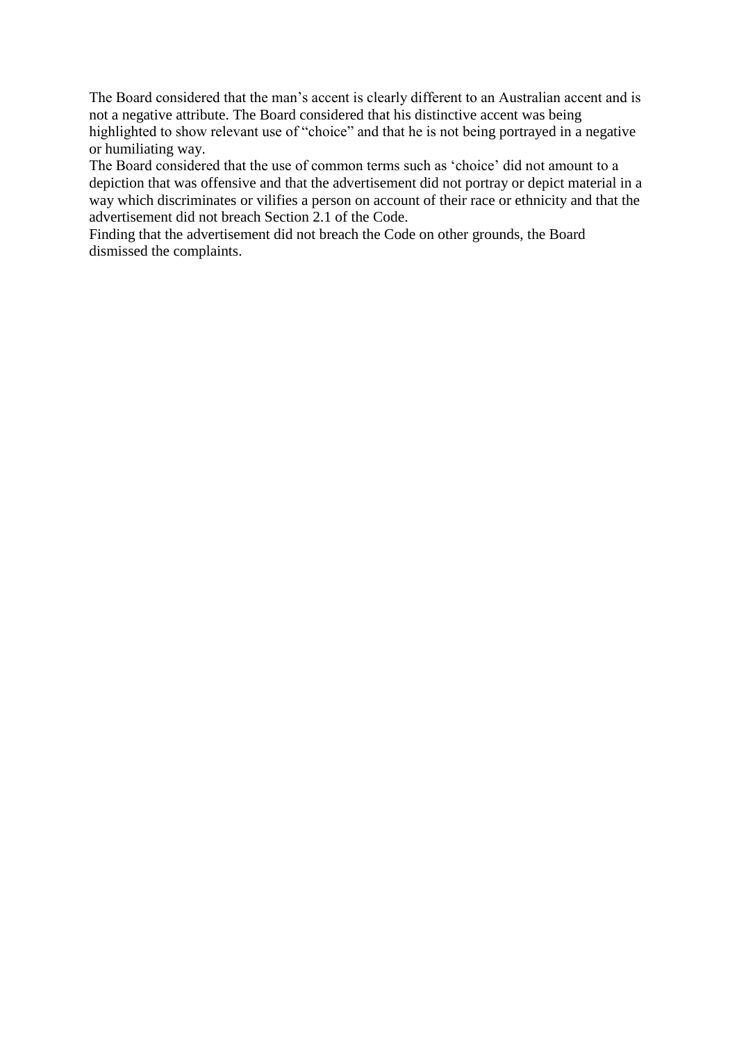The Board considered that the man's accent is clearly different to an Australian accent and is not a negative attribute. The Board considered that his distinctive accent was being highlighted to show relevant use of "choice" and that he is not being portrayed in a negative or humiliating way.

The Board considered that the use of common terms such as 'choice' did not amount to a depiction that was offensive and that the advertisement did not portray or depict material in a way which discriminates or vilifies a person on account of their race or ethnicity and that the advertisement did not breach Section 2.1 of the Code.

Finding that the advertisement did not breach the Code on other grounds, the Board dismissed the complaints.